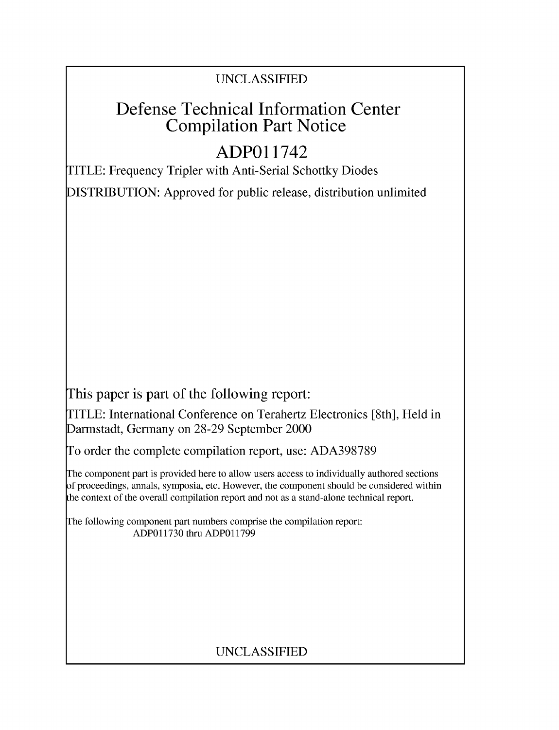UNCLASSIFIED

# Defense Technical Information Center Compilation Part Notice

# ADP011742

TITLE: Frequency Tripler with Anti-Serial Schottky Diodes

DISTRIBUTION: Approved for public release, distribution unlimited

This paper is part of the following report:

TITLE: International Conference on Terahertz Electronics [8th], Held in Darmstadt, Germany on 28-29 September 2000

To order the complete compilation report, use: ADA398789

The component part is provided here to allow users access to individually authored sections of proceedings, annals, symposia, etc. However, the component should be considered within the context of the overall compilation report and not as a stand-alone technical report.

The following component part numbers comprise the compilation report:
ADP011730 thru ADP011799

UNCLASSIFIED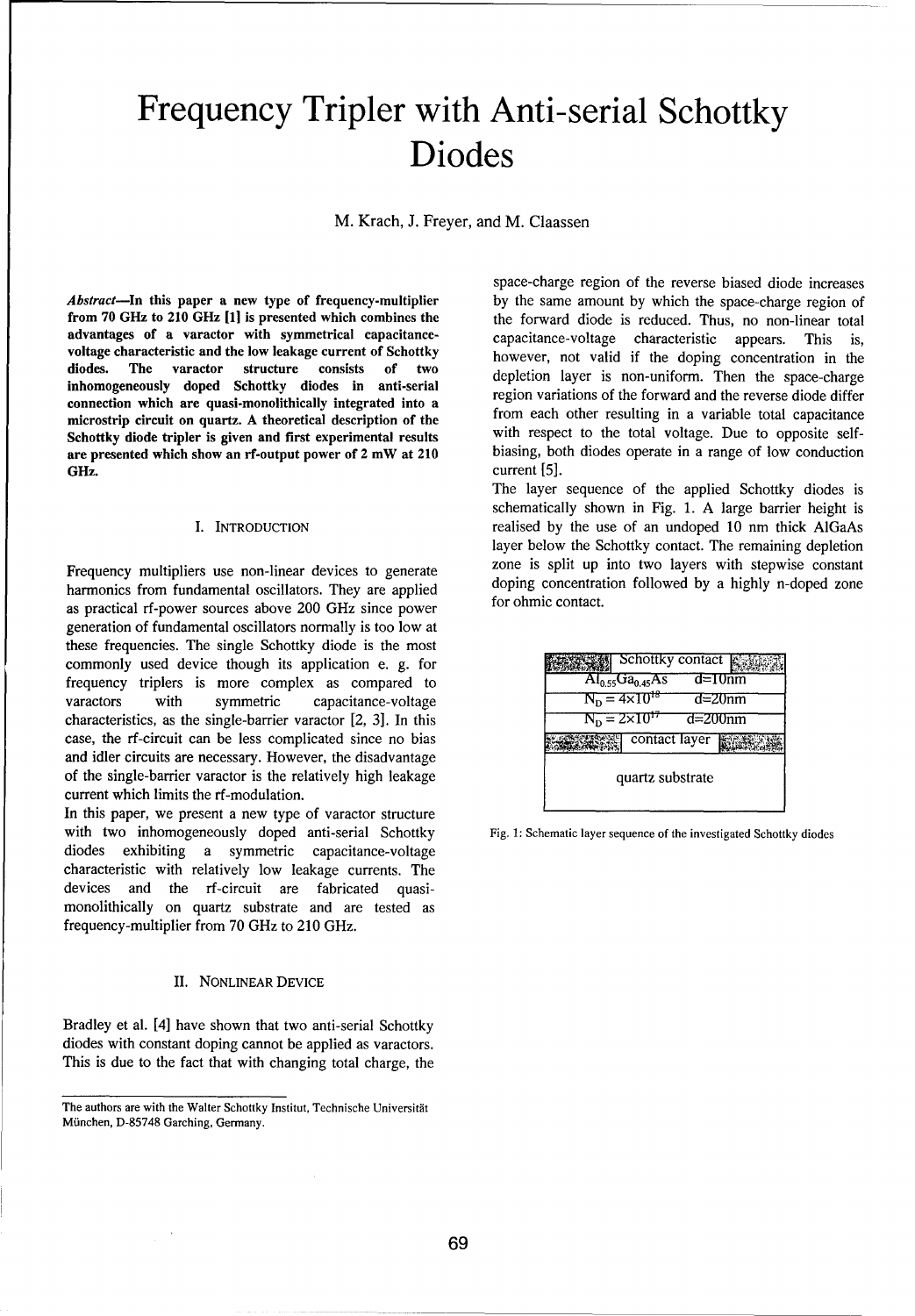# Frequency Tripler with Anti-serial Schottky Diodes

M. Krach, J. Freyer, and M. Claassen

***Abstract*—In this paper a new type of frequency-multiplier from 70 GHz to 210 GHz [1] is presented which combines the advantages of a varactor with symmetrical capacitance-voltage characteristic and the low leakage current of Schottky diodes. The varactor structure consists of two inhomogeneously doped Schottky diodes in anti-serial connection which are quasi-monolithically integrated into a microstrip circuit on quartz. A theoretical description of the Schottky diode tripler is given and first experimental results are presented which show an rf-output power of 2 mW at 210 GHz.**

## I. INTRODUCTION

Frequency multipliers use non-linear devices to generate harmonics from fundamental oscillators. They are applied as practical rf-power sources above 200 GHz since power generation of fundamental oscillators normally is too low at these frequencies. The single Schottky diode is the most commonly used device though its application e. g. for frequency triplers is more complex as compared to varactors with symmetric capacitance-voltage characteristics, as the single-barrier varactor [2, 3]. In this case, the rf-circuit can be less complicated since no bias and idler circuits are necessary. However, the disadvantage of the single-barrier varactor is the relatively high leakage current which limits the rf-modulation.

In this paper, we present a new type of varactor structure with two inhomogeneously doped anti-serial Schottky diodes exhibiting a symmetric capacitance-voltage characteristic with relatively low leakage currents. The devices and the rf-circuit are fabricated quasi-monolithically on quartz substrate and are tested as frequency-multiplier from 70 GHz to 210 GHz.

## II. NONLINEAR DEVICE

Bradley et al. [4] have shown that two anti-serial Schottky diodes with constant doping cannot be applied as varactors. This is due to the fact that with changing total charge, the space-charge region of the reverse biased diode increases by the same amount by which the space-charge region of the forward diode is reduced. Thus, no non-linear total capacitance-voltage characteristic appears. This is, however, not valid if the doping concentration in the depletion layer is non-uniform. Then the space-charge region variations of the forward and the reverse diode differ from each other resulting in a variable total capacitance with respect to the total voltage. Due to opposite self-biasing, both diodes operate in a range of low conduction current [5].

The layer sequence of the applied Schottky diodes is schematically shown in Fig. 1. A large barrier height is realised by the use of an undoped 10 nm thick AlGaAs layer below the Schottky contact. The remaining depletion zone is split up into two layers with stepwise constant doping concentration followed by a highly n-doped zone for ohmic contact.

| Layer | Thickness |
|---|---|
| Schottky contact | |
| $Al_{0.55}Ga_{0.45}As$ | d=10nm |
| $N_D = 4\times10^{18}$ | d=20nm |
| $N_D = 2\times10^{17}$ | d=200nm |
| contact layer | |
| quartz substrate | |

Fig. 1: Schematic layer sequence of the investigated Schottky diodes

---

The authors are with the Walter Schottky Institut, Technische Universität München, D-85748 Garching, Germany.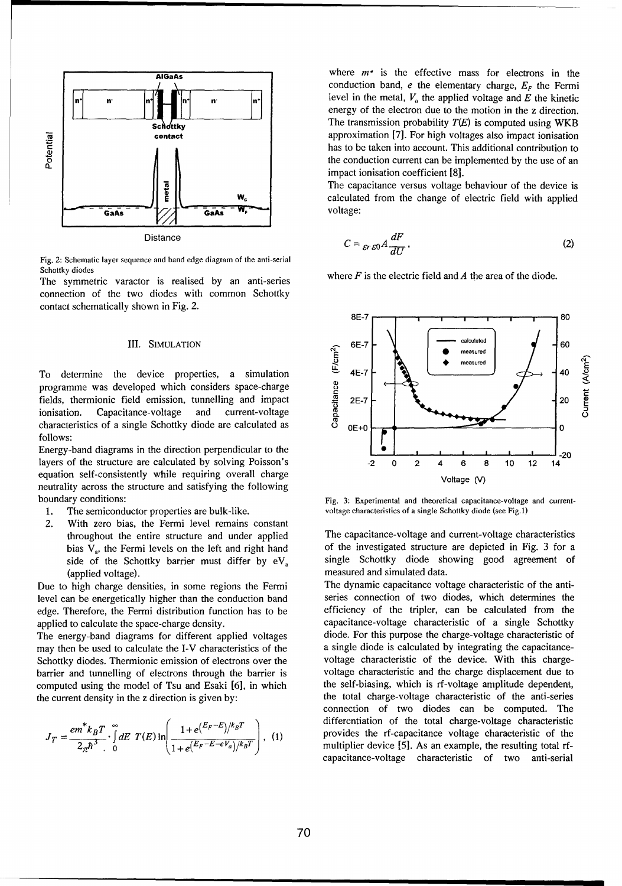Fig. 2: Schematic layer sequence and band edge diagram of the anti-serial Schottky diodes

The symmetric varactor is realised by an anti-series connection of the two diodes with common Schottky contact schematically shown in Fig. 2.

## III. SIMULATION

To determine the device properties, a simulation programme was developed which considers space-charge fields, thermionic field emission, tunnelling and impact ionisation. Capacitance-voltage and current-voltage characteristics of a single Schottky diode are calculated as follows:

Energy-band diagrams in the direction perpendicular to the layers of the structure are calculated by solving Poisson's equation self-consistently while requiring overall charge neutrality across the structure and satisfying the following boundary conditions:

1. The semiconductor properties are bulk-like.
2. With zero bias, the Fermi level remains constant throughout the entire structure and under applied bias $V_a$, the Fermi levels on the left and right hand side of the Schottky barrier must differ by $eV_a$ (applied voltage).

Due to high charge densities, in some regions the Fermi level can be energetically higher than the conduction band edge. Therefore, the Fermi distribution function has to be applied to calculate the space-charge density.

The energy-band diagrams for different applied voltages may then be used to calculate the I-V characteristics of the Schottky diodes. Thermionic emission of electrons over the barrier and tunnelling of electrons through the barrier is computed using the model of Tsu and Esaki [6], in which the current density in the z direction is given by:

$$J_T = \frac{em^* k_B T}{2\pi \hbar^3} \cdot \int_0^\infty dE \; T(E) \ln\left( \frac{1 + e^{(E_F - E)/k_B T}}{1 + e^{(E_F - E - eV_a)/k_B T}} \right), \quad (1)$$

where $m^*$ is the effective mass for electrons in the conduction band, $e$ the elementary charge, $E_F$ the Fermi level in the metal, $V_a$ the applied voltage and $E$ the kinetic energy of the electron due to the motion in the z direction. The transmission probability $T(E)$ is computed using WKB approximation [7]. For high voltages also impact ionisation has to be taken into account. This additional contribution to the conduction current can be implemented by the use of an impact ionisation coefficient [8].

The capacitance versus voltage behaviour of the device is calculated from the change of electric field with applied voltage:

$$C = \varepsilon_r \varepsilon_0 A \frac{dF}{dU}, \quad (2)$$

where $F$ is the electric field and $A$ the area of the diode.

Fig. 3: Experimental and theoretical capacitance-voltage and current-voltage characteristics of a single Schottky diode (see Fig.1)

The capacitance-voltage and current-voltage characteristics of the investigated structure are depicted in Fig. 3 for a single Schottky diode showing good agreement of measured and simulated data.

The dynamic capacitance voltage characteristic of the anti-series connection of two diodes, which determines the efficiency of the tripler, can be calculated from the capacitance-voltage characteristic of a single Schottky diode. For this purpose the charge-voltage characteristic of a single diode is calculated by integrating the capacitance-voltage characteristic of the device. With this charge-voltage characteristic and the charge displacement due to the self-biasing, which is rf-voltage amplitude dependent, the total charge-voltage characteristic of the anti-series connection of two diodes can be computed. The differentiation of the total charge-voltage characteristic provides the rf-capacitance voltage characteristic of the multiplier device [5]. As an example, the resulting total rf-capacitance-voltage characteristic of two anti-serial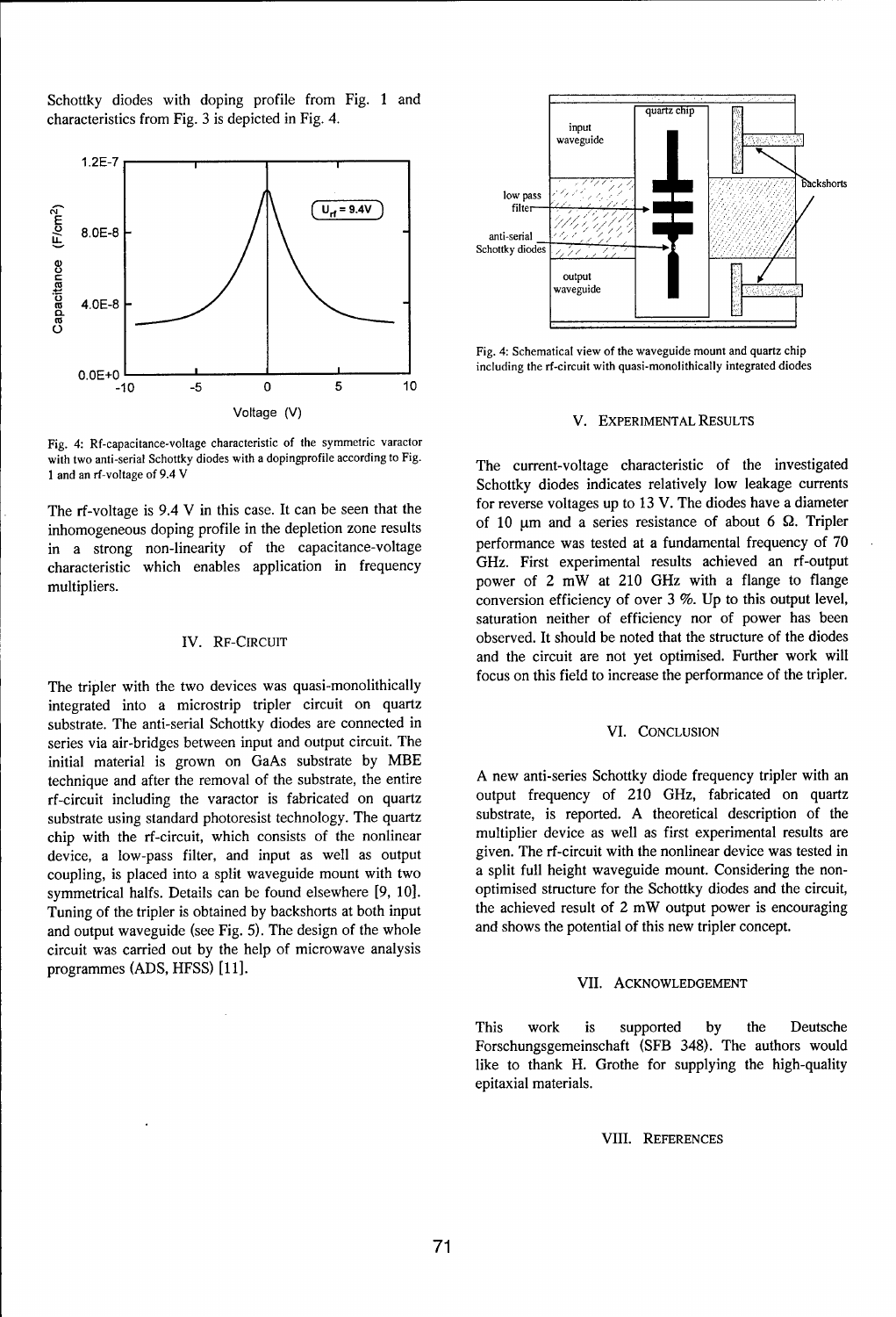Schottky diodes with doping profile from Fig. 1 and characteristics from Fig. 3 is depicted in Fig. 4.

Fig. 4: Rf-capacitance-voltage characteristic of the symmetric varactor with two anti-serial Schottky diodes with a dopingprofile according to Fig. 1 and an rf-voltage of 9.4 V

The rf-voltage is 9.4 V in this case. It can be seen that the inhomogeneous doping profile in the depletion zone results in a strong non-linearity of the capacitance-voltage characteristic which enables application in frequency multipliers.

## IV. RF-CIRCUIT

The tripler with the two devices was quasi-monolithically integrated into a microstrip tripler circuit on quartz substrate. The anti-serial Schottky diodes are connected in series via air-bridges between input and output circuit. The initial material is grown on GaAs substrate by MBE technique and after the removal of the substrate, the entire rf-circuit including the varactor is fabricated on quartz substrate using standard photoresist technology. The quartz chip with the rf-circuit, which consists of the nonlinear device, a low-pass filter, and input as well as output coupling, is placed into a split waveguide mount with two symmetrical halfs. Details can be found elsewhere [9, 10]. Tuning of the tripler is obtained by backshorts at both input and output waveguide (see Fig. 5). The design of the whole circuit was carried out by the help of microwave analysis programmes (ADS, HFSS) [11].

Fig. 4: Schematical view of the waveguide mount and quartz chip including the rf-circuit with quasi-monolithically integrated diodes

## V. EXPERIMENTAL RESULTS

The current-voltage characteristic of the investigated Schottky diodes indicates relatively low leakage currents for reverse voltages up to 13 V. The diodes have a diameter of 10 μm and a series resistance of about 6 Ω. Tripler performance was tested at a fundamental frequency of 70 GHz. First experimental results achieved an rf-output power of 2 mW at 210 GHz with a flange to flange conversion efficiency of over 3 %. Up to this output level, saturation neither of efficiency nor of power has been observed. It should be noted that the structure of the diodes and the circuit are not yet optimised. Further work will focus on this field to increase the performance of the tripler.

## VI. CONCLUSION

A new anti-series Schottky diode frequency tripler with an output frequency of 210 GHz, fabricated on quartz substrate, is reported. A theoretical description of the multiplier device as well as first experimental results are given. The rf-circuit with the nonlinear device was tested in a split full height waveguide mount. Considering the non-optimised structure for the Schottky diodes and the circuit, the achieved result of 2 mW output power is encouraging and shows the potential of this new tripler concept.

## VII. ACKNOWLEDGEMENT

This work is supported by the Deutsche Forschungsgemeinschaft (SFB 348). The authors would like to thank H. Grothe for supplying the high-quality epitaxial materials.

## VIII. REFERENCES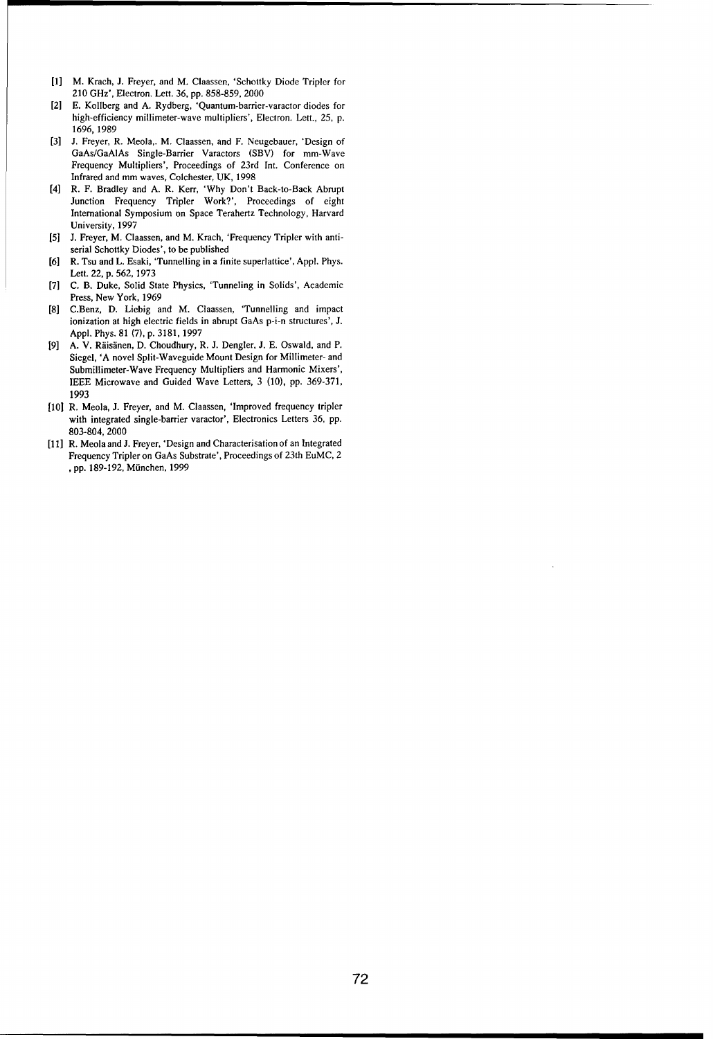[1] M. Krach, J. Freyer, and M. Claassen, 'Schottky Diode Tripler for 210 GHz', Electron. Lett. 36, pp. 858-859, 2000

[2] E. Kollberg and A. Rydberg, 'Quantum-barrier-varactor diodes for high-efficiency millimeter-wave multipliers', Electron. Lett., 25, p. 1696, 1989

[3] J. Freyer, R. Meola,. M. Claassen, and F. Neugebauer, 'Design of GaAs/GaAlAs Single-Barrier Varactors (SBV) for mm-Wave Frequency Multipliers', Proceedings of 23rd Int. Conference on Infrared and mm waves, Colchester, UK, 1998

[4] R. F. Bradley and A. R. Kerr, 'Why Don't Back-to-Back Abrupt Junction Frequency Tripler Work?', Proceedings of eight International Symposium on Space Terahertz Technology, Harvard University, 1997

[5] J. Freyer, M. Claassen, and M. Krach, 'Frequency Tripler with anti-serial Schottky Diodes', to be published

[6] R. Tsu and L. Esaki, 'Tunnelling in a finite superlattice', Appl. Phys. Lett. 22, p. 562, 1973

[7] C. B. Duke, Solid State Physics, 'Tunneling in Solids', Academic Press, New York, 1969

[8] C.Benz, D. Liebig and M. Claassen, 'Tunnelling and impact ionization at high electric fields in abrupt GaAs p-i-n structures', J. Appl. Phys. 81 (7), p. 3181, 1997

[9] A. V. Räisänen, D. Choudhury, R. J. Dengler, J. E. Oswald, and P. Siegel, 'A novel Split-Waveguide Mount Design for Millimeter- and Submillimeter-Wave Frequency Multipliers and Harmonic Mixers', IEEE Microwave and Guided Wave Letters, 3 (10), pp. 369-371, 1993

[10] R. Meola, J. Freyer, and M. Claassen, 'Improved frequency tripler with integrated single-barrier varactor', Electronics Letters 36, pp. 803-804, 2000

[11] R. Meola and J. Freyer, 'Design and Characterisation of an Integrated Frequency Tripler on GaAs Substrate', Proceedings of 23th EuMC, 2 , pp. 189-192, München, 1999